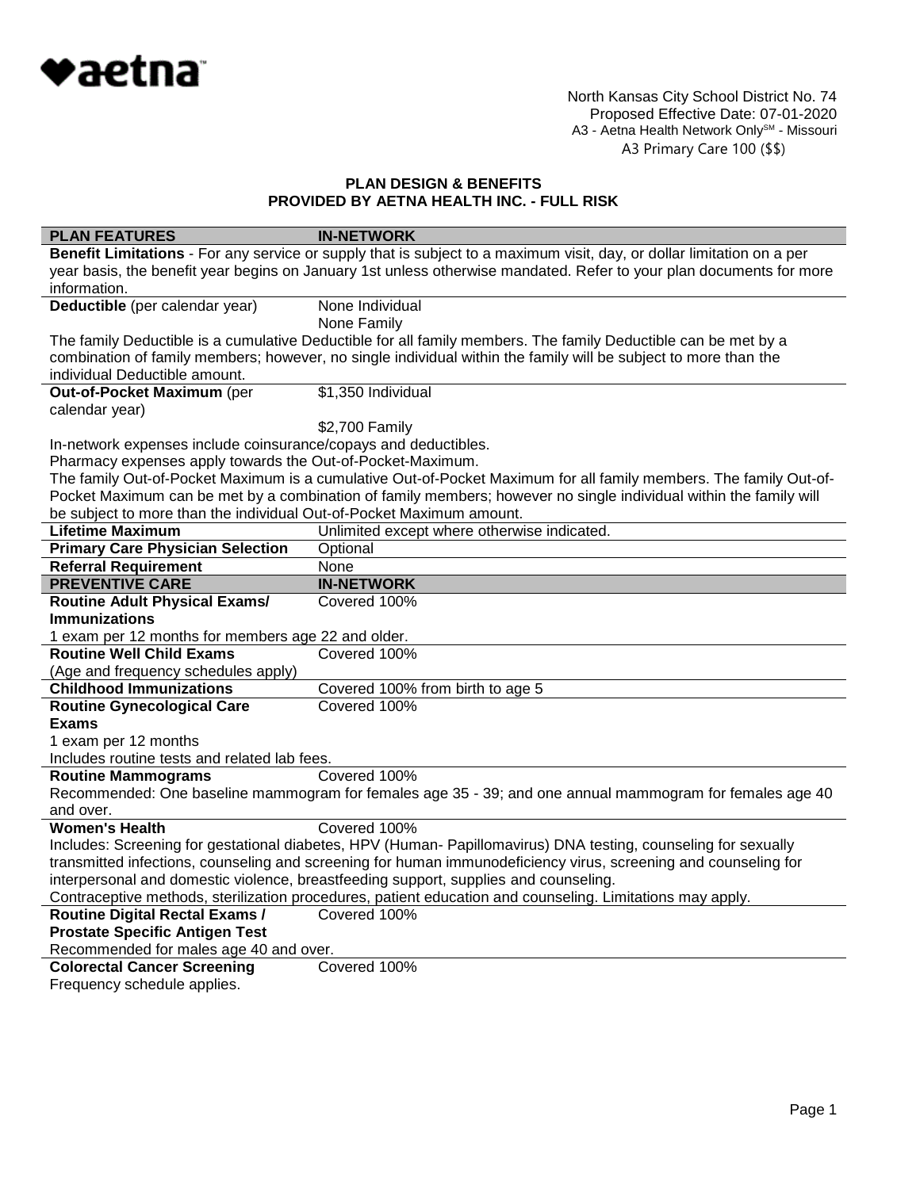aetna™

North Kansas City School District No. 74
Proposed Effective Date: 07-01-2020
A3 - Aetna Health Network Only℠ - Missouri
A3 Primary Care 100 ($$)

## PLAN DESIGN & BENEFITS
## PROVIDED BY AETNA HEALTH INC. - FULL RISK

| PLAN FEATURES | IN-NETWORK |
|---|---|
| **Benefit Limitations** - For any service or supply that is subject to a maximum visit, day, or dollar limitation on a per year basis, the benefit year begins on January 1st unless otherwise mandated. Refer to your plan documents for more information. | |
| **Deductible** (per calendar year) | None Individual<br>None Family |
| The family Deductible is a cumulative Deductible for all family members. The family Deductible can be met by a combination of family members; however, no single individual within the family will be subject to more than the individual Deductible amount. | |
| **Out-of-Pocket Maximum** (per calendar year) | $1,350 Individual<br>$2,700 Family |
| In-network expenses include coinsurance/copays and deductibles.<br>Pharmacy expenses apply towards the Out-of-Pocket-Maximum.<br>The family Out-of-Pocket Maximum is a cumulative Out-of-Pocket Maximum for all family members. The family Out-of-Pocket Maximum can be met by a combination of family members; however no single individual within the family will be subject to more than the individual Out-of-Pocket Maximum amount. | |
| **Lifetime Maximum** | Unlimited except where otherwise indicated. |
| **Primary Care Physician Selection** | Optional |
| **Referral Requirement** | None |
| **PREVENTIVE CARE** | **IN-NETWORK** |
| **Routine Adult Physical Exams/ Immunizations**<br>1 exam per 12 months for members age 22 and older. | Covered 100% |
| **Routine Well Child Exams**<br>(Age and frequency schedules apply) | Covered 100% |
| **Childhood Immunizations** | Covered 100% from birth to age 5 |
| **Routine Gynecological Care Exams**<br>1 exam per 12 months<br>Includes routine tests and related lab fees. | Covered 100% |
| **Routine Mammograms**<br>Recommended: One baseline mammogram for females age 35 - 39; and one annual mammogram for females age 40 and over. | Covered 100% |
| **Women's Health**<br>Includes: Screening for gestational diabetes, HPV (Human- Papillomavirus) DNA testing, counseling for sexually transmitted infections, counseling and screening for human immunodeficiency virus, screening and counseling for interpersonal and domestic violence, breastfeeding support, supplies and counseling.<br>Contraceptive methods, sterilization procedures, patient education and counseling. Limitations may apply. | Covered 100% |
| **Routine Digital Rectal Exams / Prostate Specific Antigen Test**<br>Recommended for males age 40 and over. | Covered 100% |
| **Colorectal Cancer Screening**<br>Frequency schedule applies. | Covered 100% |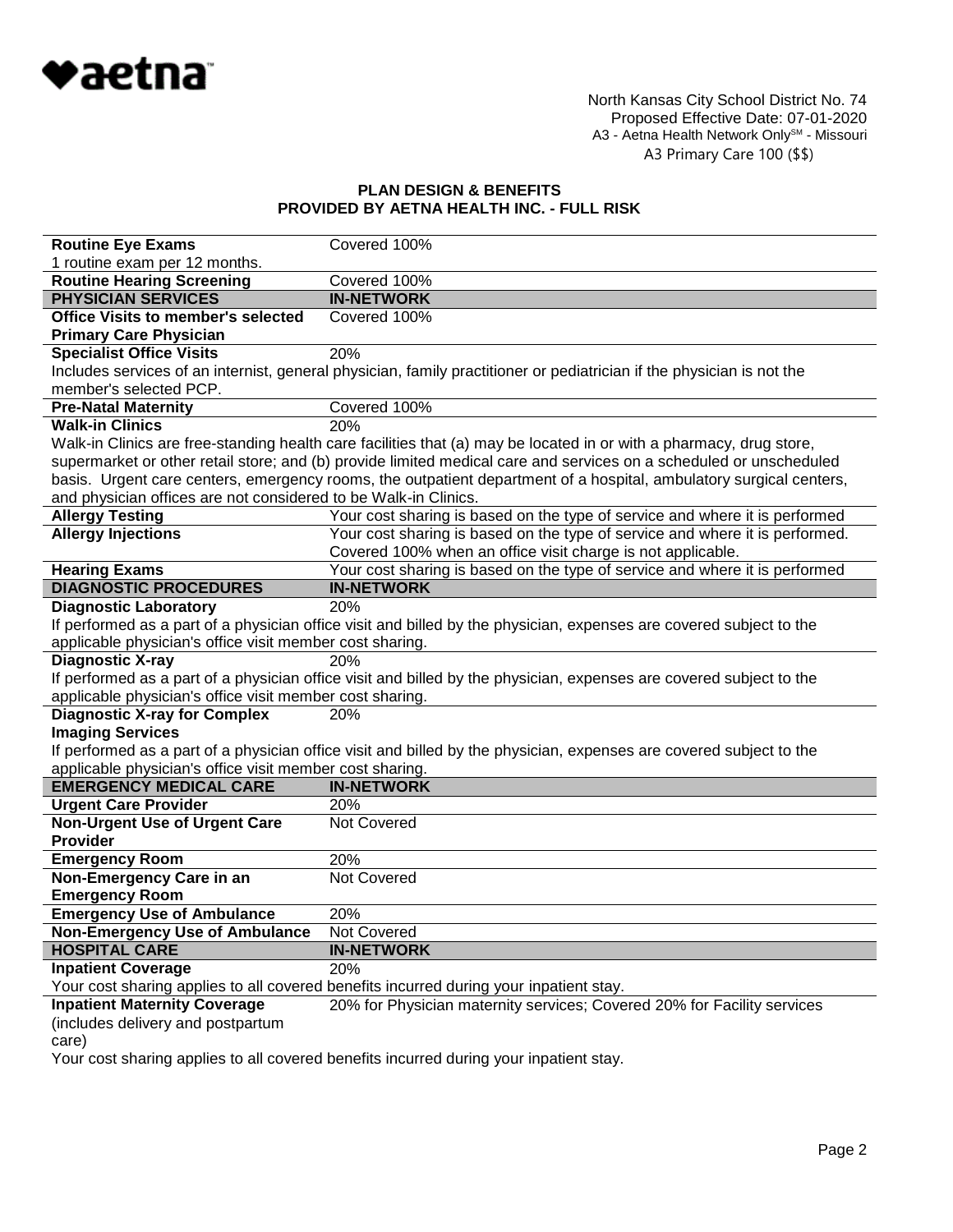North Kansas City School District No. 74
Proposed Effective Date: 07-01-2020
A3 - Aetna Health Network Only℠ - Missouri
A3 Primary Care 100 ($$)

## PLAN DESIGN & BENEFITS
## PROVIDED BY AETNA HEALTH INC. - FULL RISK

| | |
|---|---|
| **Routine Eye Exams**<br>1 routine exam per 12 months. | Covered 100% |
| **Routine Hearing Screening** | Covered 100% |
| **PHYSICIAN SERVICES** | **IN-NETWORK** |
| **Office Visits to member's selected Primary Care Physician** | Covered 100% |
| **Specialist Office Visits**<br>Includes services of an internist, general physician, family practitioner or pediatrician if the physician is not the member's selected PCP. | 20% |
| **Pre-Natal Maternity** | Covered 100% |
| **Walk-in Clinics**<br>Walk-in Clinics are free-standing health care facilities that (a) may be located in or with a pharmacy, drug store, supermarket or other retail store; and (b) provide limited medical care and services on a scheduled or unscheduled basis. Urgent care centers, emergency rooms, the outpatient department of a hospital, ambulatory surgical centers, and physician offices are not considered to be Walk-in Clinics. | 20% |
| **Allergy Testing** | Your cost sharing is based on the type of service and where it is performed |
| **Allergy Injections** | Your cost sharing is based on the type of service and where it is performed. Covered 100% when an office visit charge is not applicable. |
| **Hearing Exams** | Your cost sharing is based on the type of service and where it is performed |
| **DIAGNOSTIC PROCEDURES** | **IN-NETWORK** |
| **Diagnostic Laboratory**<br>If performed as a part of a physician office visit and billed by the physician, expenses are covered subject to the applicable physician's office visit member cost sharing. | 20% |
| **Diagnostic X-ray**<br>If performed as a part of a physician office visit and billed by the physician, expenses are covered subject to the applicable physician's office visit member cost sharing. | 20% |
| **Diagnostic X-ray for Complex Imaging Services**<br>If performed as a part of a physician office visit and billed by the physician, expenses are covered subject to the applicable physician's office visit member cost sharing. | 20% |
| **EMERGENCY MEDICAL CARE** | **IN-NETWORK** |
| **Urgent Care Provider** | 20% |
| **Non-Urgent Use of Urgent Care Provider** | Not Covered |
| **Emergency Room** | 20% |
| **Non-Emergency Care in an Emergency Room** | Not Covered |
| **Emergency Use of Ambulance** | 20% |
| **Non-Emergency Use of Ambulance** | Not Covered |
| **HOSPITAL CARE** | **IN-NETWORK** |
| **Inpatient Coverage**<br>Your cost sharing applies to all covered benefits incurred during your inpatient stay. | 20% |
| **Inpatient Maternity Coverage** (includes delivery and postpartum care)<br>Your cost sharing applies to all covered benefits incurred during your inpatient stay. | 20% for Physician maternity services; Covered 20% for Facility services |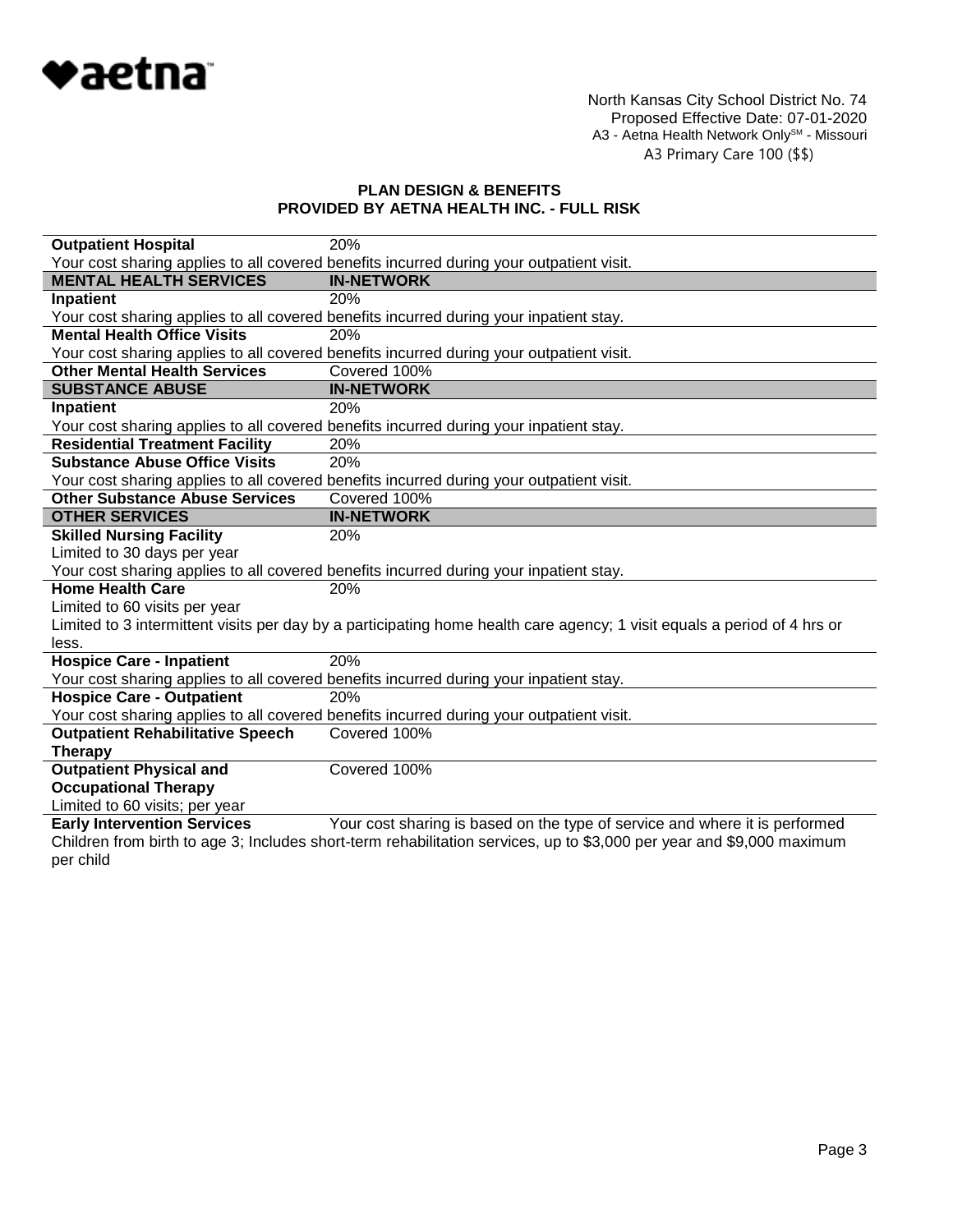North Kansas City School District No. 74
Proposed Effective Date: 07-01-2020
A3 - Aetna Health Network Only℠ - Missouri
A3 Primary Care 100 ($$)

**PLAN DESIGN & BENEFITS**
**PROVIDED BY AETNA HEALTH INC. - FULL RISK**

| | |
|---|---|
| **Outpatient Hospital** | 20% |
| Your cost sharing applies to all covered benefits incurred during your outpatient visit. | |
| **MENTAL HEALTH SERVICES** | **IN-NETWORK** |
| **Inpatient** | 20% |
| Your cost sharing applies to all covered benefits incurred during your inpatient stay. | |
| **Mental Health Office Visits** | 20% |
| Your cost sharing applies to all covered benefits incurred during your outpatient visit. | |
| **Other Mental Health Services** | Covered 100% |
| **SUBSTANCE ABUSE** | **IN-NETWORK** |
| **Inpatient** | 20% |
| Your cost sharing applies to all covered benefits incurred during your inpatient stay. | |
| **Residential Treatment Facility** | 20% |
| **Substance Abuse Office Visits** | 20% |
| Your cost sharing applies to all covered benefits incurred during your outpatient visit. | |
| **Other Substance Abuse Services** | Covered 100% |
| **OTHER SERVICES** | **IN-NETWORK** |
| **Skilled Nursing Facility**<br>Limited to 30 days per year | 20% |
| Your cost sharing applies to all covered benefits incurred during your inpatient stay. | |
| **Home Health Care**<br>Limited to 60 visits per year | 20% |
| Limited to 3 intermittent visits per day by a participating home health care agency; 1 visit equals a period of 4 hrs or less. | |
| **Hospice Care - Inpatient** | 20% |
| Your cost sharing applies to all covered benefits incurred during your inpatient stay. | |
| **Hospice Care - Outpatient** | 20% |
| Your cost sharing applies to all covered benefits incurred during your outpatient visit. | |
| **Outpatient Rehabilitative Speech Therapy** | Covered 100% |
| **Outpatient Physical and Occupational Therapy**<br>Limited to 60 visits; per year | Covered 100% |
| **Early Intervention Services** | Your cost sharing is based on the type of service and where it is performed |
| Children from birth to age 3; Includes short-term rehabilitation services, up to $3,000 per year and $9,000 maximum per child | |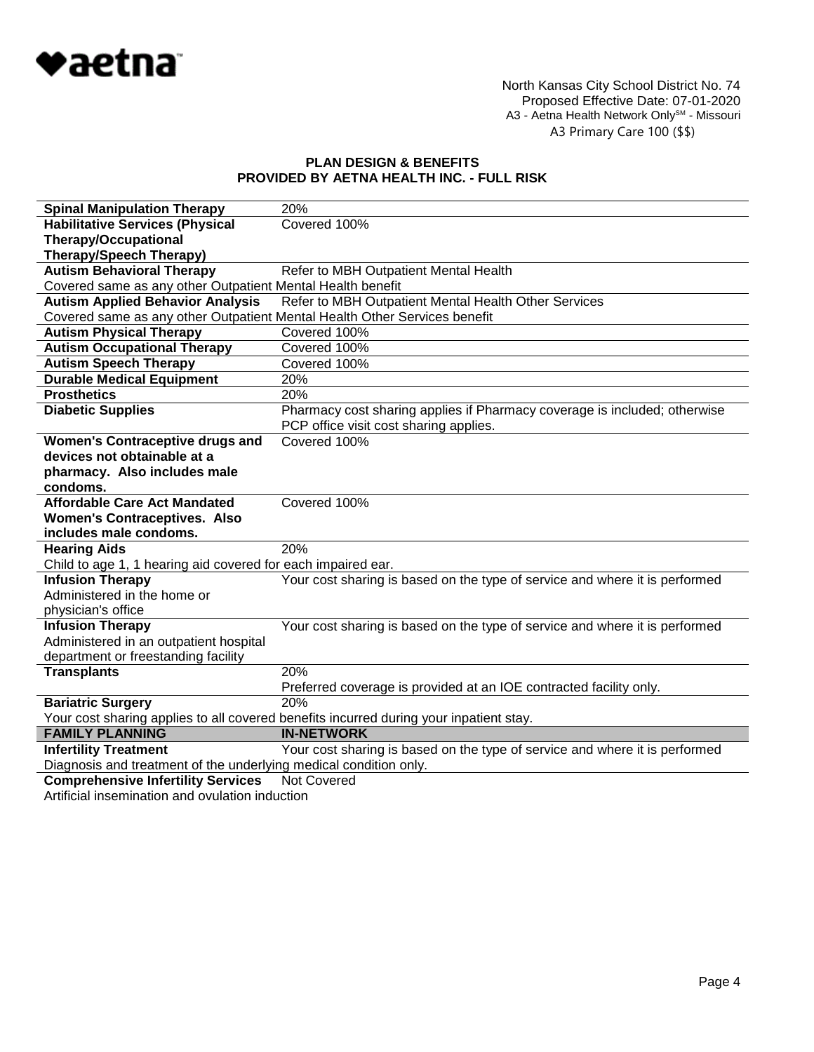North Kansas City School District No. 74
Proposed Effective Date: 07-01-2020
A3 - Aetna Health Network Only℠ - Missouri
A3 Primary Care 100 ($$)

**PLAN DESIGN & BENEFITS**
**PROVIDED BY AETNA HEALTH INC. - FULL RISK**

| | |
|---|---|
| **Spinal Manipulation Therapy** | 20% |
| **Habilitative Services (Physical Therapy/Occupational Therapy/Speech Therapy)** | Covered 100% |
| **Autism Behavioral Therapy** | Refer to MBH Outpatient Mental Health |
| Covered same as any other Outpatient Mental Health benefit | |
| **Autism Applied Behavior Analysis** | Refer to MBH Outpatient Mental Health Other Services |
| Covered same as any other Outpatient Mental Health Other Services benefit | |
| **Autism Physical Therapy** | Covered 100% |
| **Autism Occupational Therapy** | Covered 100% |
| **Autism Speech Therapy** | Covered 100% |
| **Durable Medical Equipment** | 20% |
| **Prosthetics** | 20% |
| **Diabetic Supplies** | Pharmacy cost sharing applies if Pharmacy coverage is included; otherwise PCP office visit cost sharing applies. |
| **Women's Contraceptive drugs and devices not obtainable at a pharmacy. Also includes male condoms.** | Covered 100% |
| **Affordable Care Act Mandated Women's Contraceptives. Also includes male condoms.** | Covered 100% |
| **Hearing Aids** | 20% |
| Child to age 1, 1 hearing aid covered for each impaired ear. | |
| **Infusion Therapy** Administered in the home or physician's office | Your cost sharing is based on the type of service and where it is performed |
| **Infusion Therapy** Administered in an outpatient hospital department or freestanding facility | Your cost sharing is based on the type of service and where it is performed |
| **Transplants** | 20%<br>Preferred coverage is provided at an IOE contracted facility only. |
| **Bariatric Surgery** | 20% |
| Your cost sharing applies to all covered benefits incurred during your inpatient stay. | |
| **FAMILY PLANNING** | **IN-NETWORK** |
| **Infertility Treatment** | Your cost sharing is based on the type of service and where it is performed |
| Diagnosis and treatment of the underlying medical condition only. | |
| **Comprehensive Infertility Services** | Not Covered |
| Artificial insemination and ovulation induction | |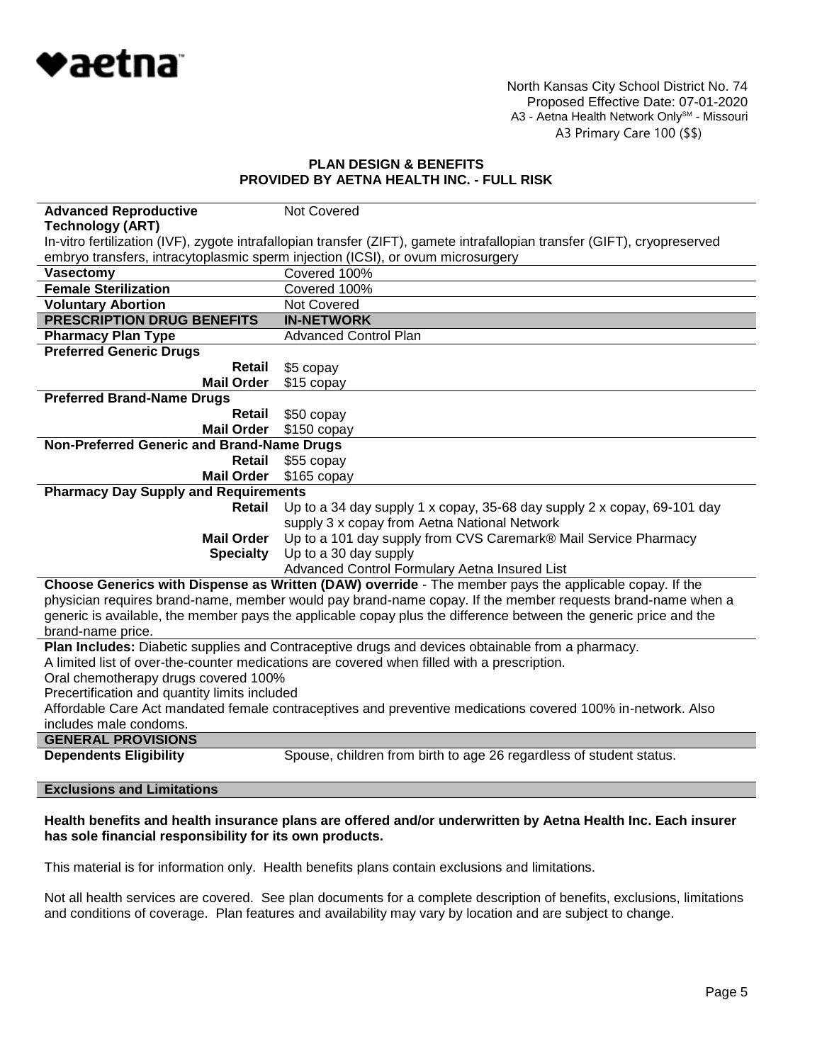North Kansas City School District No. 74
Proposed Effective Date: 07-01-2020
A3 - Aetna Health Network Only℠ - Missouri
A3 Primary Care 100 ($$)

## PLAN DESIGN & BENEFITS
## PROVIDED BY AETNA HEALTH INC. - FULL RISK

| | |
|---|---|
| **Advanced Reproductive Technology (ART)** | Not Covered |
| In-vitro fertilization (IVF), zygote intrafallopian transfer (ZIFT), gamete intrafallopian transfer (GIFT), cryopreserved embryo transfers, intracytoplasmic sperm injection (ICSI), or ovum microsurgery | |
| **Vasectomy** | Covered 100% |
| **Female Sterilization** | Covered 100% |
| **Voluntary Abortion** | Not Covered |
| **PRESCRIPTION DRUG BENEFITS** | **IN-NETWORK** |
| **Pharmacy Plan Type** | Advanced Control Plan |
| **Preferred Generic Drugs** | |
| **Retail** | $5 copay |
| **Mail Order** | $15 copay |
| **Preferred Brand-Name Drugs** | |
| **Retail** | $50 copay |
| **Mail Order** | $150 copay |
| **Non-Preferred Generic and Brand-Name Drugs** | |
| **Retail** | $55 copay |
| **Mail Order** | $165 copay |
| **Pharmacy Day Supply and Requirements** | |
| **Retail** | Up to a 34 day supply 1 x copay, 35-68 day supply 2 x copay, 69-101 day supply 3 x copay from Aetna National Network |
| **Mail Order** | Up to a 101 day supply from CVS Caremark® Mail Service Pharmacy |
| **Specialty** | Up to a 30 day supply<br>Advanced Control Formulary Aetna Insured List |

**Choose Generics with Dispense as Written (DAW) override** - The member pays the applicable copay. If the physician requires brand-name, member would pay brand-name copay. If the member requests brand-name when a generic is available, the member pays the applicable copay plus the difference between the generic price and the brand-name price.

**Plan Includes:** Diabetic supplies and Contraceptive drugs and devices obtainable from a pharmacy.
A limited list of over-the-counter medications are covered when filled with a prescription.
Oral chemotherapy drugs covered 100%
Precertification and quantity limits included
Affordable Care Act mandated female contraceptives and preventive medications covered 100% in-network. Also includes male condoms.

| | |
|---|---|
| **GENERAL PROVISIONS** | |
| **Dependents Eligibility** | Spouse, children from birth to age 26 regardless of student status. |

**Exclusions and Limitations**

**Health benefits and health insurance plans are offered and/or underwritten by Aetna Health Inc. Each insurer has sole financial responsibility for its own products.**

This material is for information only. Health benefits plans contain exclusions and limitations.

Not all health services are covered. See plan documents for a complete description of benefits, exclusions, limitations and conditions of coverage. Plan features and availability may vary by location and are subject to change.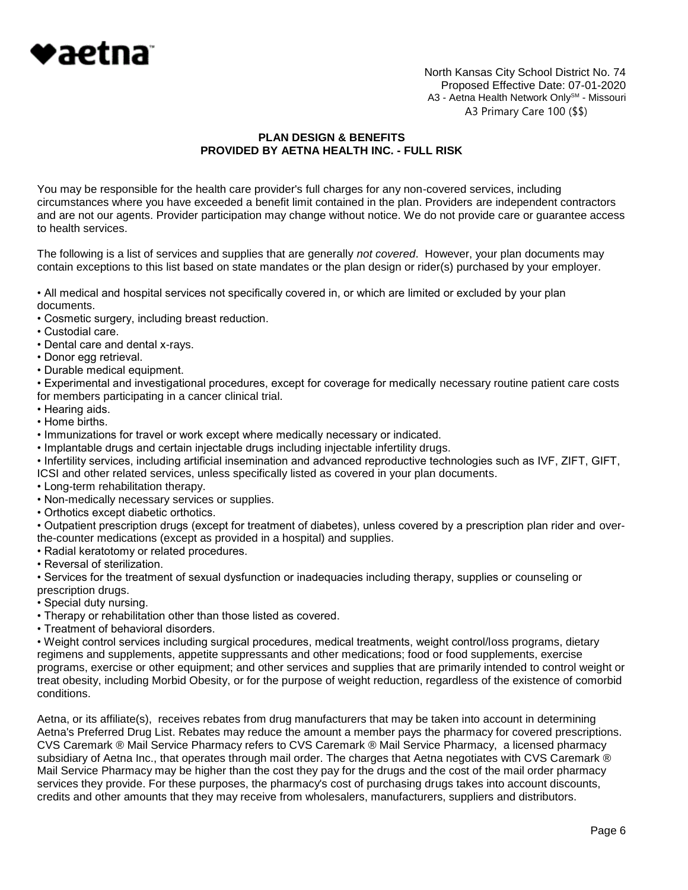North Kansas City School District No. 74
Proposed Effective Date: 07-01-2020
A3 - Aetna Health Network Only[SM] - Missouri
A3 Primary Care 100 ($$)

## PLAN DESIGN & BENEFITS
## PROVIDED BY AETNA HEALTH INC. - FULL RISK

You may be responsible for the health care provider's full charges for any non-covered services, including circumstances where you have exceeded a benefit limit contained in the plan. Providers are independent contractors and are not our agents. Provider participation may change without notice. We do not provide care or guarantee access to health services.

The following is a list of services and supplies that are generally *not covered*. However, your plan documents may contain exceptions to this list based on state mandates or the plan design or rider(s) purchased by your employer.

- All medical and hospital services not specifically covered in, or which are limited or excluded by your plan documents.
- Cosmetic surgery, including breast reduction.
- Custodial care.
- Dental care and dental x-rays.
- Donor egg retrieval.
- Durable medical equipment.
- Experimental and investigational procedures, except for coverage for medically necessary routine patient care costs for members participating in a cancer clinical trial.
- Hearing aids.
- Home births.
- Immunizations for travel or work except where medically necessary or indicated.
- Implantable drugs and certain injectable drugs including injectable infertility drugs.
- Infertility services, including artificial insemination and advanced reproductive technologies such as IVF, ZIFT, GIFT, ICSI and other related services, unless specifically listed as covered in your plan documents.
- Long-term rehabilitation therapy.
- Non-medically necessary services or supplies.
- Orthotics except diabetic orthotics.
- Outpatient prescription drugs (except for treatment of diabetes), unless covered by a prescription plan rider and over-the-counter medications (except as provided in a hospital) and supplies.
- Radial keratotomy or related procedures.
- Reversal of sterilization.
- Services for the treatment of sexual dysfunction or inadequacies including therapy, supplies or counseling or prescription drugs.
- Special duty nursing.
- Therapy or rehabilitation other than those listed as covered.
- Treatment of behavioral disorders.
- Weight control services including surgical procedures, medical treatments, weight control/loss programs, dietary regimens and supplements, appetite suppressants and other medications; food or food supplements, exercise programs, exercise or other equipment; and other services and supplies that are primarily intended to control weight or treat obesity, including Morbid Obesity, or for the purpose of weight reduction, regardless of the existence of comorbid conditions.

Aetna, or its affiliate(s), receives rebates from drug manufacturers that may be taken into account in determining Aetna's Preferred Drug List. Rebates may reduce the amount a member pays the pharmacy for covered prescriptions. CVS Caremark ® Mail Service Pharmacy refers to CVS Caremark ® Mail Service Pharmacy, a licensed pharmacy subsidiary of Aetna Inc., that operates through mail order. The charges that Aetna negotiates with CVS Caremark ® Mail Service Pharmacy may be higher than the cost they pay for the drugs and the cost of the mail order pharmacy services they provide. For these purposes, the pharmacy's cost of purchasing drugs takes into account discounts, credits and other amounts that they may receive from wholesalers, manufacturers, suppliers and distributors.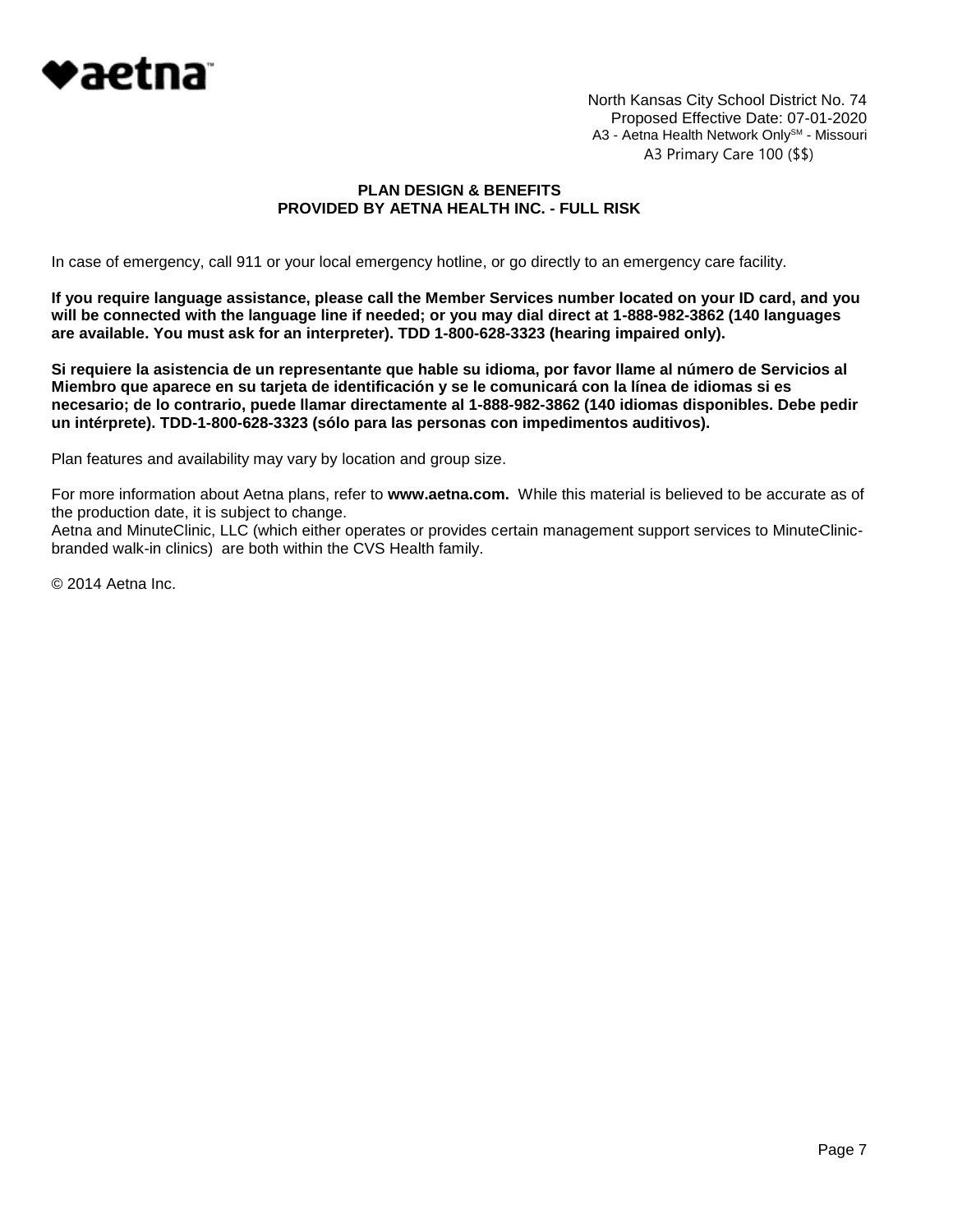North Kansas City School District No. 74
Proposed Effective Date: 07-01-2020
A3 - Aetna Health Network Only[SM] - Missouri
A3 Primary Care 100 ($$)

**PLAN DESIGN & BENEFITS**
**PROVIDED BY AETNA HEALTH INC. - FULL RISK**

In case of emergency, call 911 or your local emergency hotline, or go directly to an emergency care facility.

**If you require language assistance, please call the Member Services number located on your ID card, and you will be connected with the language line if needed; or you may dial direct at 1-888-982-3862 (140 languages are available. You must ask for an interpreter). TDD 1-800-628-3323 (hearing impaired only).**

**Si requiere la asistencia de un representante que hable su idioma, por favor llame al número de Servicios al Miembro que aparece en su tarjeta de identificación y se le comunicará con la línea de idiomas si es necesario; de lo contrario, puede llamar directamente al 1-888-982-3862 (140 idiomas disponibles. Debe pedir un intérprete). TDD-1-800-628-3323 (sólo para las personas con impedimentos auditivos).**

Plan features and availability may vary by location and group size.

For more information about Aetna plans, refer to **www.aetna.com.** While this material is believed to be accurate as of the production date, it is subject to change.
Aetna and MinuteClinic, LLC (which either operates or provides certain management support services to MinuteClinic-branded walk-in clinics) are both within the CVS Health family.

© 2014 Aetna Inc.